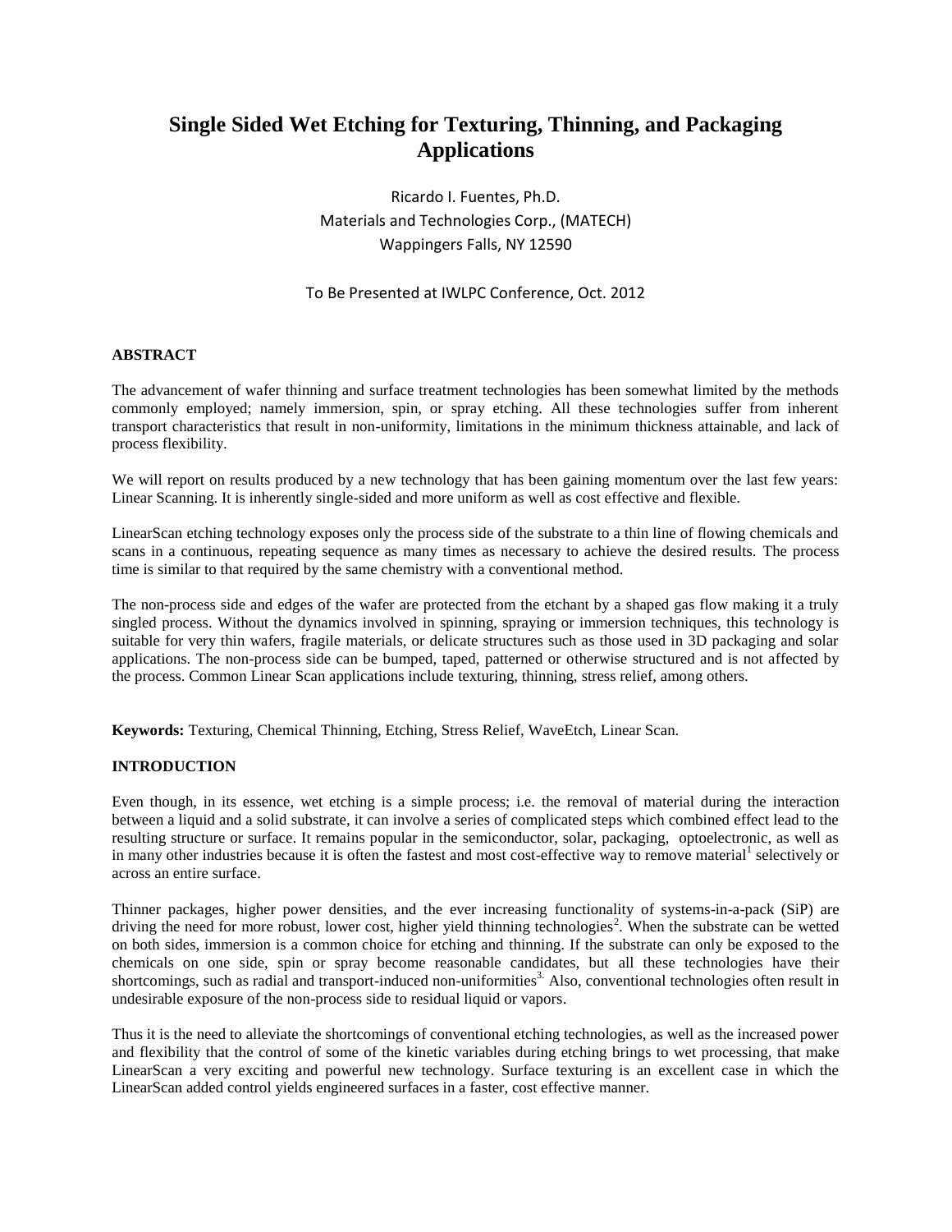# Single Sided Wet Etching for Texturing, Thinning, and Packaging Applications

Ricardo I. Fuentes, Ph.D.
Materials and Technologies Corp., (MATECH)
Wappingers Falls, NY 12590

To Be Presented at IWLPC Conference, Oct. 2012

## ABSTRACT

The advancement of wafer thinning and surface treatment technologies has been somewhat limited by the methods commonly employed; namely immersion, spin, or spray etching. All these technologies suffer from inherent transport characteristics that result in non-uniformity, limitations in the minimum thickness attainable, and lack of process flexibility.

We will report on results produced by a new technology that has been gaining momentum over the last few years: Linear Scanning. It is inherently single-sided and more uniform as well as cost effective and flexible.

LinearScan etching technology exposes only the process side of the substrate to a thin line of flowing chemicals and scans in a continuous, repeating sequence as many times as necessary to achieve the desired results. The process time is similar to that required by the same chemistry with a conventional method.

The non-process side and edges of the wafer are protected from the etchant by a shaped gas flow making it a truly singled process. Without the dynamics involved in spinning, spraying or immersion techniques, this technology is suitable for very thin wafers, fragile materials, or delicate structures such as those used in 3D packaging and solar applications. The non-process side can be bumped, taped, patterned or otherwise structured and is not affected by the process. Common Linear Scan applications include texturing, thinning, stress relief, among others.

**Keywords:** Texturing, Chemical Thinning, Etching, Stress Relief, WaveEtch, Linear Scan.

## INTRODUCTION

Even though, in its essence, wet etching is a simple process; i.e. the removal of material during the interaction between a liquid and a solid substrate, it can involve a series of complicated steps which combined effect lead to the resulting structure or surface. It remains popular in the semiconductor, solar, packaging, optoelectronic, as well as in many other industries because it is often the fastest and most cost-effective way to remove material[1] selectively or across an entire surface.

Thinner packages, higher power densities, and the ever increasing functionality of systems-in-a-pack (SiP) are driving the need for more robust, lower cost, higher yield thinning technologies[2]. When the substrate can be wetted on both sides, immersion is a common choice for etching and thinning. If the substrate can only be exposed to the chemicals on one side, spin or spray become reasonable candidates, but all these technologies have their shortcomings, such as radial and transport-induced non-uniformities[3]. Also, conventional technologies often result in undesirable exposure of the non-process side to residual liquid or vapors.

Thus it is the need to alleviate the shortcomings of conventional etching technologies, as well as the increased power and flexibility that the control of some of the kinetic variables during etching brings to wet processing, that make LinearScan a very exciting and powerful new technology. Surface texturing is an excellent case in which the LinearScan added control yields engineered surfaces in a faster, cost effective manner.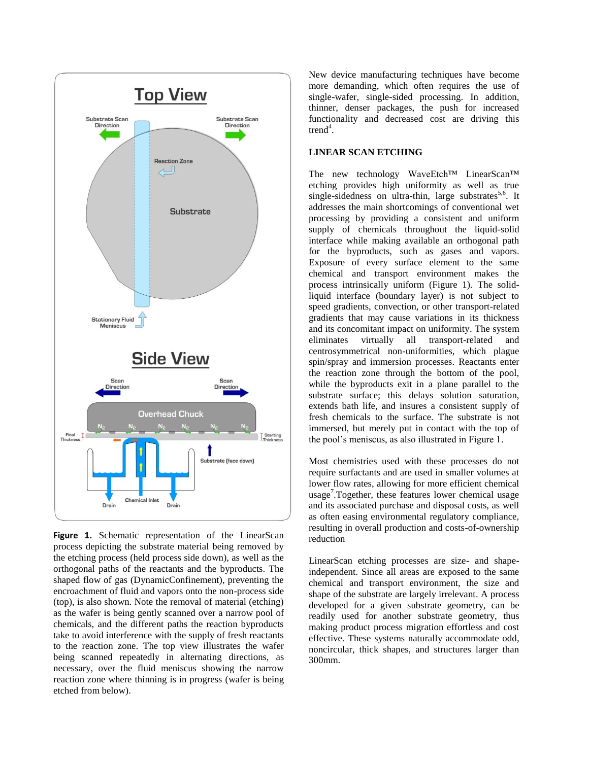**Figure 1.** Schematic representation of the LinearScan process depicting the substrate material being removed by the etching process (held process side down), as well as the orthogonal paths of the reactants and the byproducts. The shaped flow of gas (DynamicConfinement), preventing the encroachment of fluid and vapors onto the non-process side (top), is also shown. Note the removal of material (etching) as the wafer is being gently scanned over a narrow pool of chemicals, and the different paths the reaction byproducts take to avoid interference with the supply of fresh reactants to the reaction zone. The top view illustrates the wafer being scanned repeatedly in alternating directions, as necessary, over the fluid meniscus showing the narrow reaction zone where thinning is in progress (wafer is being etched from below).

New device manufacturing techniques have become more demanding, which often requires the use of single-wafer, single-sided processing. In addition, thinner, denser packages, the push for increased functionality and decreased cost are driving this trend[4].

## LINEAR SCAN ETCHING

The new technology WaveEtch™ LinearScan™ etching provides high uniformity as well as true single-sidedness on ultra-thin, large substrates[5,6]. It addresses the main shortcomings of conventional wet processing by providing a consistent and uniform supply of chemicals throughout the liquid-solid interface while making available an orthogonal path for the byproducts, such as gases and vapors. Exposure of every surface element to the same chemical and transport environment makes the process intrinsically uniform (Figure 1). The solid-liquid interface (boundary layer) is not subject to speed gradients, convection, or other transport-related gradients that may cause variations in its thickness and its concomitant impact on uniformity. The system eliminates virtually all transport-related and centrosymmetrical non-uniformities, which plague spin/spray and immersion processes. Reactants enter the reaction zone through the bottom of the pool, while the byproducts exit in a plane parallel to the substrate surface; this delays solution saturation, extends bath life, and insures a consistent supply of fresh chemicals to the surface. The substrate is not immersed, but merely put in contact with the top of the pool's meniscus, as also illustrated in Figure 1.

Most chemistries used with these processes do not require surfactants and are used in smaller volumes at lower flow rates, allowing for more efficient chemical usage[7].Together, these features lower chemical usage and its associated purchase and disposal costs, as well as often easing environmental regulatory compliance, resulting in overall production and costs-of-ownership reduction

LinearScan etching processes are size- and shape-independent. Since all areas are exposed to the same chemical and transport environment, the size and shape of the substrate are largely irrelevant. A process developed for a given substrate geometry, can be readily used for another substrate geometry, thus making product process migration effortless and cost effective. These systems naturally accommodate odd, noncircular, thick shapes, and structures larger than 300mm.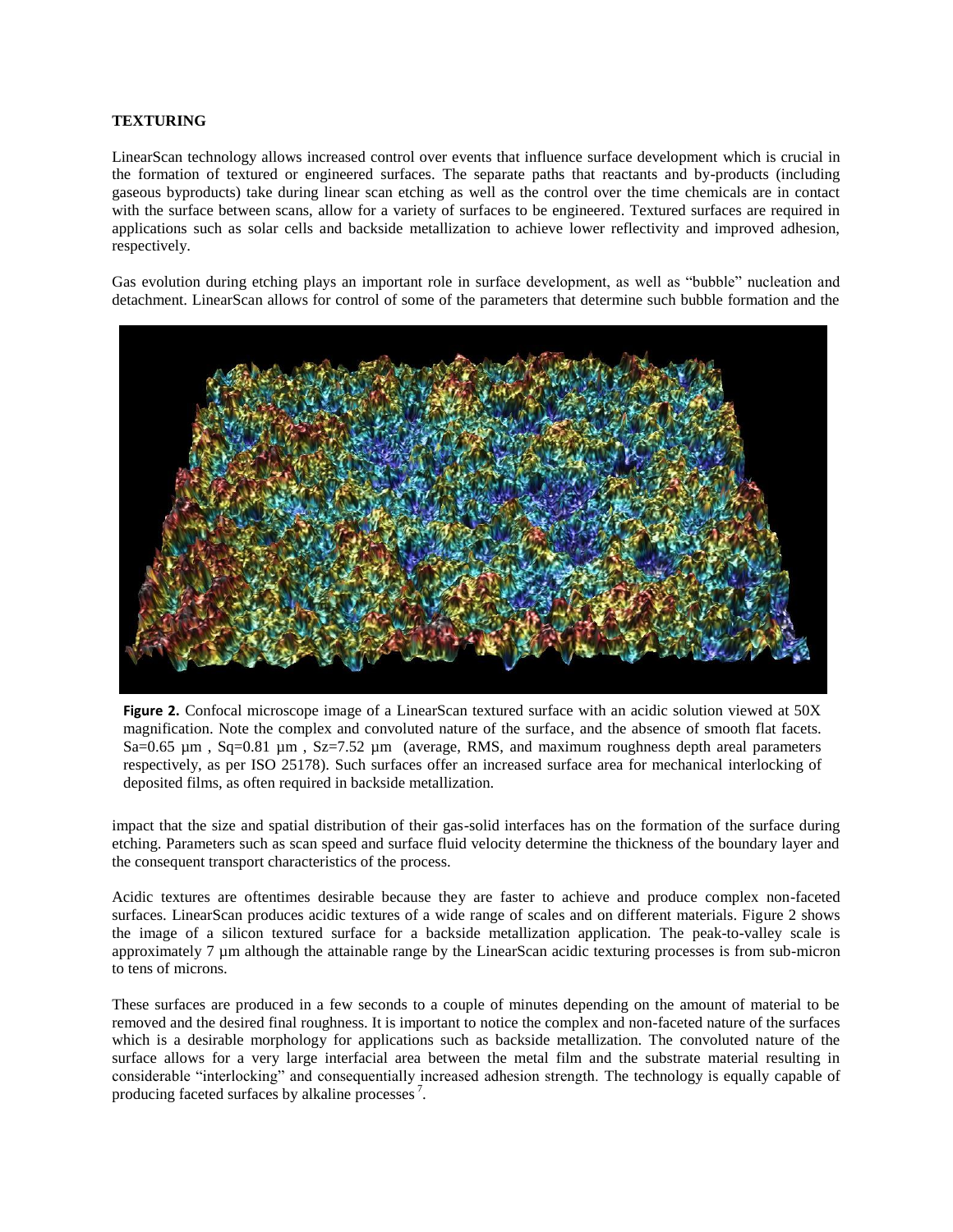## TEXTURING

LinearScan technology allows increased control over events that influence surface development which is crucial in the formation of textured or engineered surfaces. The separate paths that reactants and by-products (including gaseous byproducts) take during linear scan etching as well as the control over the time chemicals are in contact with the surface between scans, allow for a variety of surfaces to be engineered. Textured surfaces are required in applications such as solar cells and backside metallization to achieve lower reflectivity and improved adhesion, respectively.

Gas evolution during etching plays an important role in surface development, as well as "bubble" nucleation and detachment. LinearScan allows for control of some of the parameters that determine such bubble formation and the impact that the size and spatial distribution of their gas-solid interfaces has on the formation of the surface during etching. Parameters such as scan speed and surface fluid velocity determine the thickness of the boundary layer and the consequent transport characteristics of the process.

**Figure 2.** Confocal microscope image of a LinearScan textured surface with an acidic solution viewed at 50X magnification. Note the complex and convoluted nature of the surface, and the absence of smooth flat facets. Sa=0.65 µm , Sq=0.81 µm , Sz=7.52 µm (average, RMS, and maximum roughness depth areal parameters respectively, as per ISO 25178). Such surfaces offer an increased surface area for mechanical interlocking of deposited films, as often required in backside metallization.

Acidic textures are oftentimes desirable because they are faster to achieve and produce complex non-faceted surfaces. LinearScan produces acidic textures of a wide range of scales and on different materials. Figure 2 shows the image of a silicon textured surface for a backside metallization application. The peak-to-valley scale is approximately 7 µm although the attainable range by the LinearScan acidic texturing processes is from sub-micron to tens of microns.

These surfaces are produced in a few seconds to a couple of minutes depending on the amount of material to be removed and the desired final roughness. It is important to notice the complex and non-faceted nature of the surfaces which is a desirable morphology for applications such as backside metallization. The convoluted nature of the surface allows for a very large interfacial area between the metal film and the substrate material resulting in considerable "interlocking" and consequentially increased adhesion strength. The technology is equally capable of producing faceted surfaces by alkaline processes [7].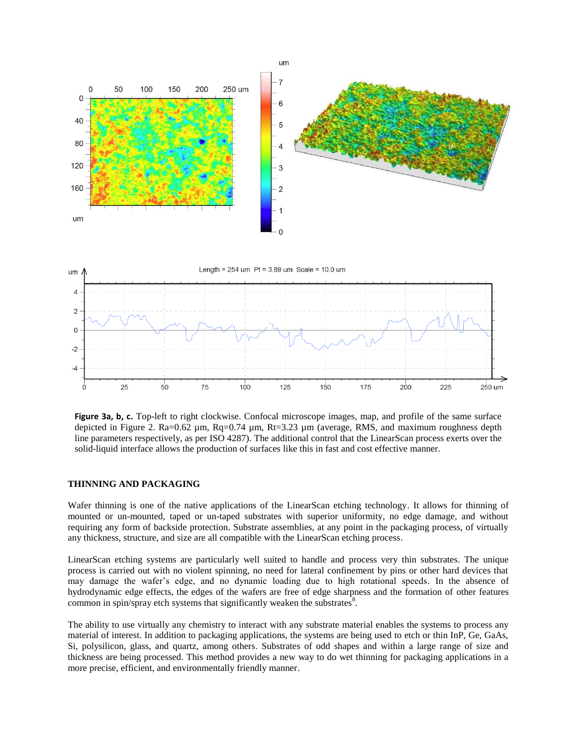**Figure 3a, b, c.** Top-left to right clockwise. Confocal microscope images, map, and profile of the same surface depicted in Figure 2. Ra=0.62 µm, Rq=0.74 µm, Rt=3.23 µm (average, RMS, and maximum roughness depth line parameters respectively, as per ISO 4287). The additional control that the LinearScan process exerts over the solid-liquid interface allows the production of surfaces like this in fast and cost effective manner.

## THINNING AND PACKAGING

Wafer thinning is one of the native applications of the LinearScan etching technology. It allows for thinning of mounted or un-mounted, taped or un-taped substrates with superior uniformity, no edge damage, and without requiring any form of backside protection. Substrate assemblies, at any point in the packaging process, of virtually any thickness, structure, and size are all compatible with the LinearScan etching process.

LinearScan etching systems are particularly well suited to handle and process very thin substrates. The unique process is carried out with no violent spinning, no need for lateral confinement by pins or other hard devices that may damage the wafer's edge, and no dynamic loading due to high rotational speeds. In the absence of hydrodynamic edge effects, the edges of the wafers are free of edge sharpness and the formation of other features common in spin/spray etch systems that significantly weaken the substrates[8].

The ability to use virtually any chemistry to interact with any substrate material enables the systems to process any material of interest. In addition to packaging applications, the systems are being used to etch or thin InP, Ge, GaAs, Si, polysilicon, glass, and quartz, among others. Substrates of odd shapes and within a large range of size and thickness are being processed. This method provides a new way to do wet thinning for packaging applications in a more precise, efficient, and environmentally friendly manner.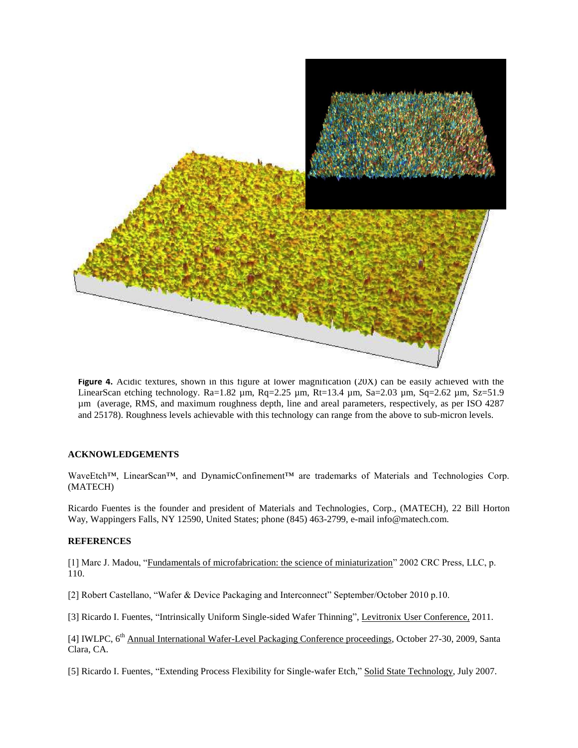**Figure 4.** Acidic textures, shown in this figure at lower magnification (20X) can be easily achieved with the LinearScan etching technology. Ra=1.82 µm, Rq=2.25 µm, Rt=13.4 µm, Sa=2.03 µm, Sq=2.62 µm, Sz=51.9 µm (average, RMS, and maximum roughness depth, line and areal parameters, respectively, as per ISO 4287 and 25178). Roughness levels achievable with this technology can range from the above to sub-micron levels.

## ACKNOWLEDGEMENTS

WaveEtch™, LinearScan™, and DynamicConfinement™ are trademarks of Materials and Technologies Corp. (MATECH)

Ricardo Fuentes is the founder and president of Materials and Technologies, Corp., (MATECH), 22 Bill Horton Way, Wappingers Falls, NY 12590, United States; phone (845) 463-2799, e-mail info@matech.com.

## REFERENCES

[1] Marc J. Madou, "Fundamentals of microfabrication: the science of miniaturization" 2002 CRC Press, LLC, p. 110.

[2] Robert Castellano, "Wafer & Device Packaging and Interconnect" September/October 2010 p.10.

[3] Ricardo I. Fuentes, "Intrinsically Uniform Single-sided Wafer Thinning", Levitronix User Conference, 2011.

[4] IWLPC, 6th Annual International Wafer-Level Packaging Conference proceedings, October 27-30, 2009, Santa Clara, CA.

[5] Ricardo I. Fuentes, "Extending Process Flexibility for Single-wafer Etch," Solid State Technology, July 2007.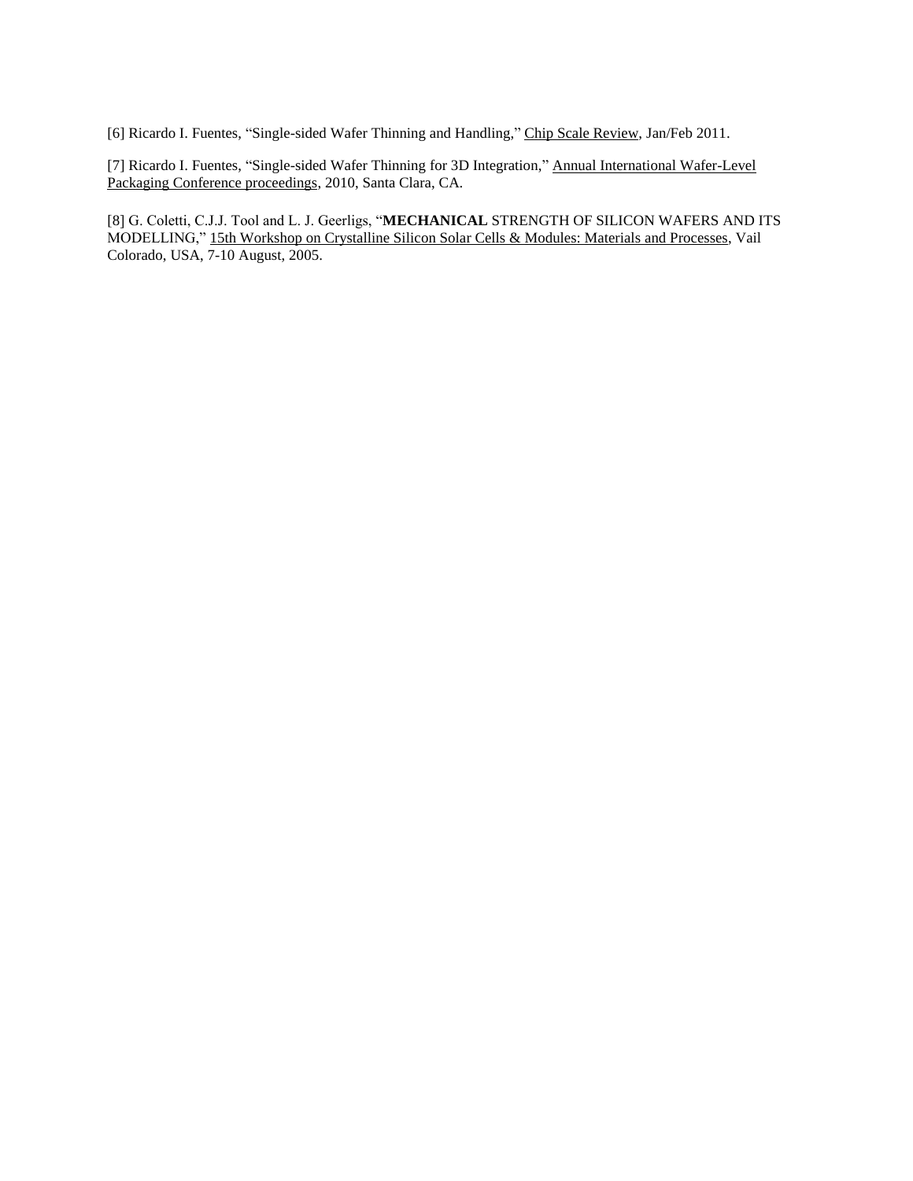[6] Ricardo I. Fuentes, “Single-sided Wafer Thinning and Handling,” Chip Scale Review, Jan/Feb 2011.

[7] Ricardo I. Fuentes, “Single-sided Wafer Thinning for 3D Integration,” Annual International Wafer-Level Packaging Conference proceedings, 2010, Santa Clara, CA.

[8] G. Coletti, C.J.J. Tool and L. J. Geerligs, “**MECHANICAL** STRENGTH OF SILICON WAFERS AND ITS MODELLING,” 15th Workshop on Crystalline Silicon Solar Cells & Modules: Materials and Processes, Vail Colorado, USA, 7-10 August, 2005.